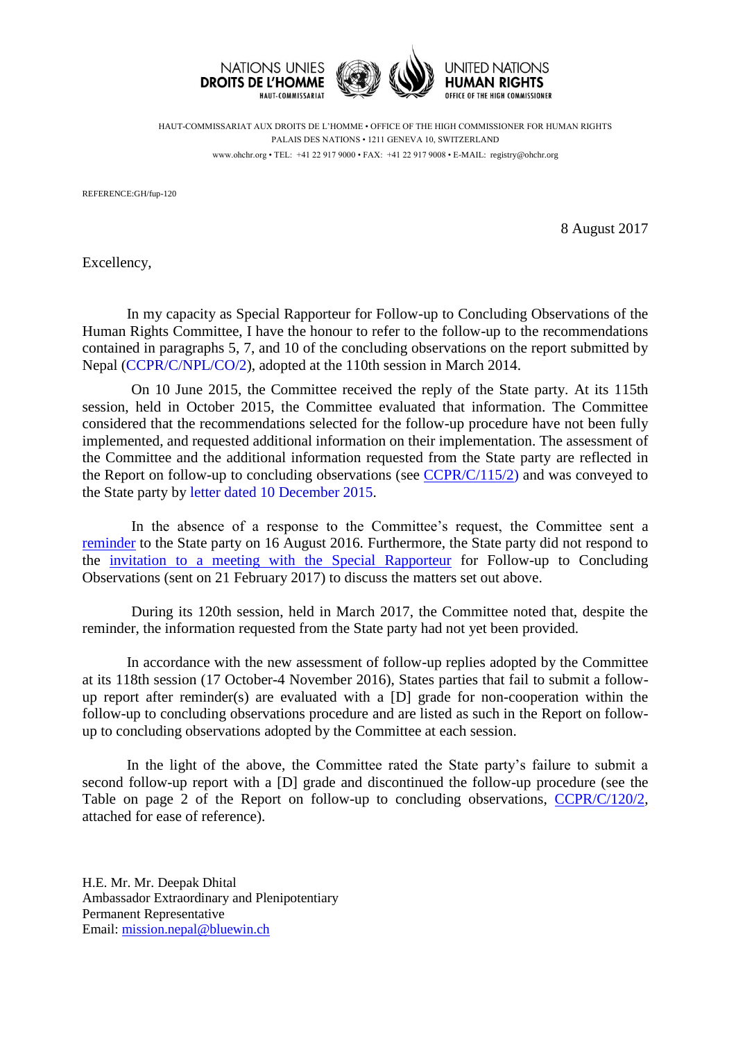NATIONS UNIES
**DROITS DE L'HOMME**
HAUT-COMMISSARIAT

UNITED NATIONS
**HUMAN RIGHTS**
OFFICE OF THE HIGH COMMISSIONER

HAUT-COMMISSARIAT AUX DROITS DE L'HOMME • OFFICE OF THE HIGH COMMISSIONER FOR HUMAN RIGHTS
PALAIS DES NATIONS • 1211 GENEVA 10, SWITZERLAND
www.ohchr.org • TEL: +41 22 917 9000 • FAX: +41 22 917 9008 • E-MAIL: registry@ohchr.org

REFERENCE:GH/fup-120

8 August 2017

Excellency,

In my capacity as Special Rapporteur for Follow-up to Concluding Observations of the Human Rights Committee, I have the honour to refer to the follow-up to the recommendations contained in paragraphs 5, 7, and 10 of the concluding observations on the report submitted by Nepal (CCPR/C/NPL/CO/2), adopted at the 110th session in March 2014.

On 10 June 2015, the Committee received the reply of the State party. At its 115th session, held in October 2015, the Committee evaluated that information. The Committee considered that the recommendations selected for the follow-up procedure have not been fully implemented, and requested additional information on their implementation. The assessment of the Committee and the additional information requested from the State party are reflected in the Report on follow-up to concluding observations (see CCPR/C/115/2) and was conveyed to the State party by letter dated 10 December 2015.

In the absence of a response to the Committee's request, the Committee sent a reminder to the State party on 16 August 2016. Furthermore, the State party did not respond to the invitation to a meeting with the Special Rapporteur for Follow-up to Concluding Observations (sent on 21 February 2017) to discuss the matters set out above.

During its 120th session, held in March 2017, the Committee noted that, despite the reminder, the information requested from the State party had not yet been provided.

In accordance with the new assessment of follow-up replies adopted by the Committee at its 118th session (17 October-4 November 2016), States parties that fail to submit a follow-up report after reminder(s) are evaluated with a [D] grade for non-cooperation within the follow-up to concluding observations procedure and are listed as such in the Report on follow-up to concluding observations adopted by the Committee at each session.

In the light of the above, the Committee rated the State party's failure to submit a second follow-up report with a [D] grade and discontinued the follow-up procedure (see the Table on page 2 of the Report on follow-up to concluding observations, CCPR/C/120/2, attached for ease of reference).

H.E. Mr. Mr. Deepak Dhital
Ambassador Extraordinary and Plenipotentiary
Permanent Representative
Email: mission.nepal@bluewin.ch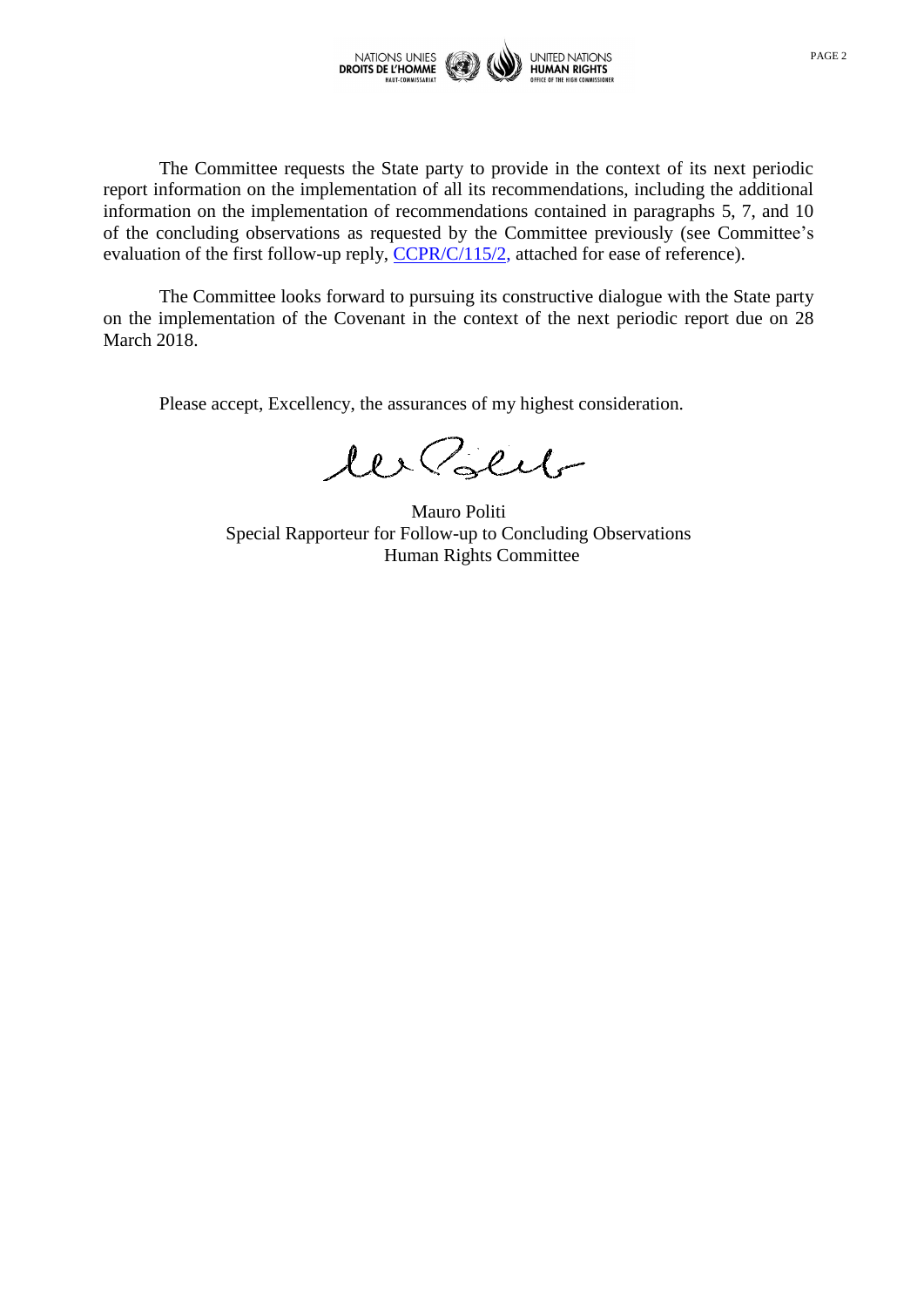The Committee requests the State party to provide in the context of its next periodic report information on the implementation of all its recommendations, including the additional information on the implementation of recommendations contained in paragraphs 5, 7, and 10 of the concluding observations as requested by the Committee previously (see Committee's evaluation of the first follow-up reply, CCPR/C/115/2, attached for ease of reference).

The Committee looks forward to pursuing its constructive dialogue with the State party on the implementation of the Covenant in the context of the next periodic report due on 28 March 2018.

Please accept, Excellency, the assurances of my highest consideration.

Mauro Politi
Special Rapporteur for Follow-up to Concluding Observations
Human Rights Committee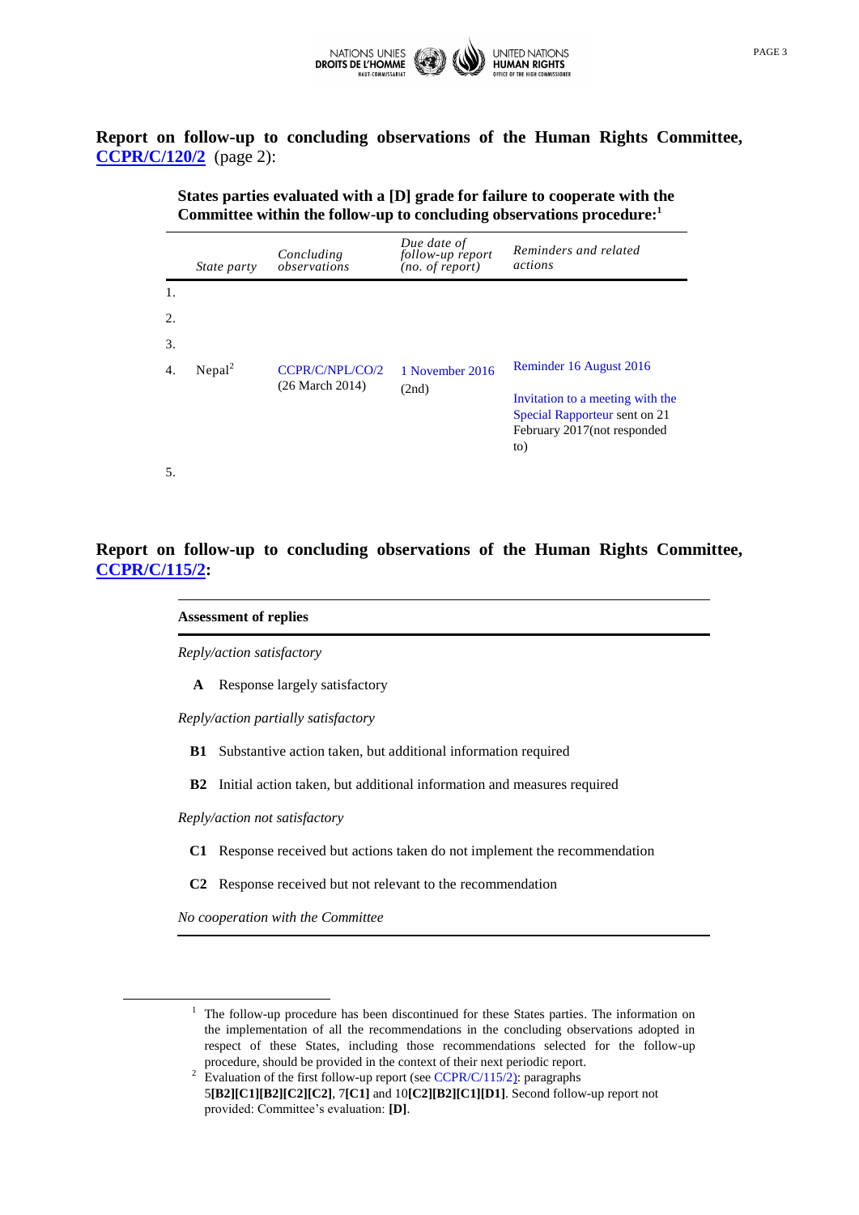**Report on follow-up to concluding observations of the Human Rights Committee, CCPR/C/120/2** (page 2):

**States parties evaluated with a [D] grade for failure to cooperate with the Committee within the follow-up to concluding observations procedure:[1]**

| | *State party* | *Concluding observations* | *Due date of follow-up report (no. of report)* | *Reminders and related actions* |
|---|---|---|---|---|
| 1. | | | | |
| 2. | | | | |
| 3. | | | | |
| 4. | Nepal[2] | CCPR/C/NPL/CO/2 (26 March 2014) | 1 November 2016 (2nd) | Reminder 16 August 2016<br><br>Invitation to a meeting with the Special Rapporteur sent on 21 February 2017(not responded to) |
| 5. | | | | |

**Report on follow-up to concluding observations of the Human Rights Committee, CCPR/C/115/2:**

| **Assessment of replies** | |
|---|---|
| *Reply/action satisfactory* | |
| **A** | Response largely satisfactory |
| *Reply/action partially satisfactory* | |
| **B1** | Substantive action taken, but additional information required |
| **B2** | Initial action taken, but additional information and measures required |
| *Reply/action not satisfactory* | |
| **C1** | Response received but actions taken do not implement the recommendation |
| **C2** | Response received but not relevant to the recommendation |
| *No cooperation with the Committee* | |

[1] The follow-up procedure has been discontinued for these States parties. The information on the implementation of all the recommendations in the concluding observations adopted in respect of these States, including those recommendations selected for the follow-up procedure, should be provided in the context of their next periodic report.

[2] Evaluation of the first follow-up report (see CCPR/C/115/2): paragraphs 5**[B2][C1][B2][C2][C2]**, 7**[C1]** and 10**[C2][B2][C1][D1]**. Second follow-up report not provided: Committee's evaluation: **[D]**.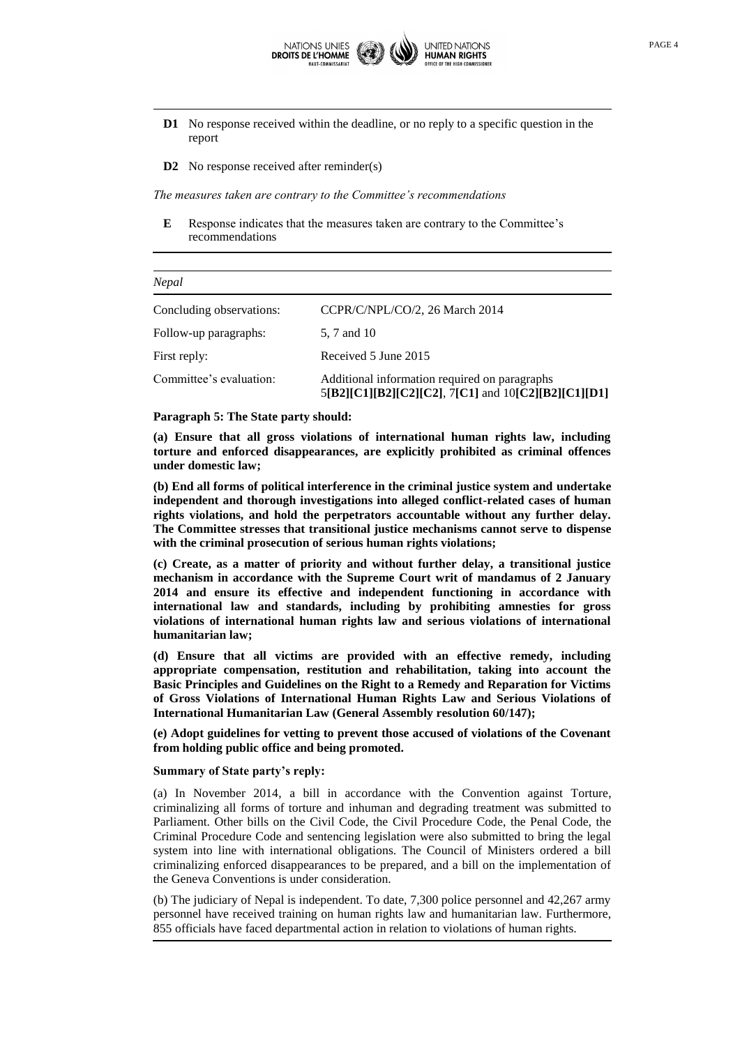**D1** No response received within the deadline, or no reply to a specific question in the report

**D2** No response received after reminder(s)

*The measures taken are contrary to the Committee's recommendations*

**E** Response indicates that the measures taken are contrary to the Committee's recommendations

---

*Nepal*

| | |
|---|---|
| Concluding observations: | CCPR/C/NPL/CO/2, 26 March 2014 |
| Follow-up paragraphs: | 5, 7 and 10 |
| First reply: | Received 5 June 2015 |
| Committee's evaluation: | Additional information required on paragraphs 5**[B2][C1][B2][C2][C2]**, 7**[C1]** and 10**[C2][B2][C1][D1]** |

**Paragraph 5: The State party should:**

**(a) Ensure that all gross violations of international human rights law, including torture and enforced disappearances, are explicitly prohibited as criminal offences under domestic law;**

**(b) End all forms of political interference in the criminal justice system and undertake independent and thorough investigations into alleged conflict-related cases of human rights violations, and hold the perpetrators accountable without any further delay. The Committee stresses that transitional justice mechanisms cannot serve to dispense with the criminal prosecution of serious human rights violations;**

**(c) Create, as a matter of priority and without further delay, a transitional justice mechanism in accordance with the Supreme Court writ of mandamus of 2 January 2014 and ensure its effective and independent functioning in accordance with international law and standards, including by prohibiting amnesties for gross violations of international human rights law and serious violations of international humanitarian law;**

**(d) Ensure that all victims are provided with an effective remedy, including appropriate compensation, restitution and rehabilitation, taking into account the Basic Principles and Guidelines on the Right to a Remedy and Reparation for Victims of Gross Violations of International Human Rights Law and Serious Violations of International Humanitarian Law (General Assembly resolution 60/147);**

**(e) Adopt guidelines for vetting to prevent those accused of violations of the Covenant from holding public office and being promoted.**

**Summary of State party's reply:**

(a) In November 2014, a bill in accordance with the Convention against Torture, criminalizing all forms of torture and inhuman and degrading treatment was submitted to Parliament. Other bills on the Civil Code, the Civil Procedure Code, the Penal Code, the Criminal Procedure Code and sentencing legislation were also submitted to bring the legal system into line with international obligations. The Council of Ministers ordered a bill criminalizing enforced disappearances to be prepared, and a bill on the implementation of the Geneva Conventions is under consideration.

(b) The judiciary of Nepal is independent. To date, 7,300 police personnel and 42,267 army personnel have received training on human rights law and humanitarian law. Furthermore, 855 officials have faced departmental action in relation to violations of human rights.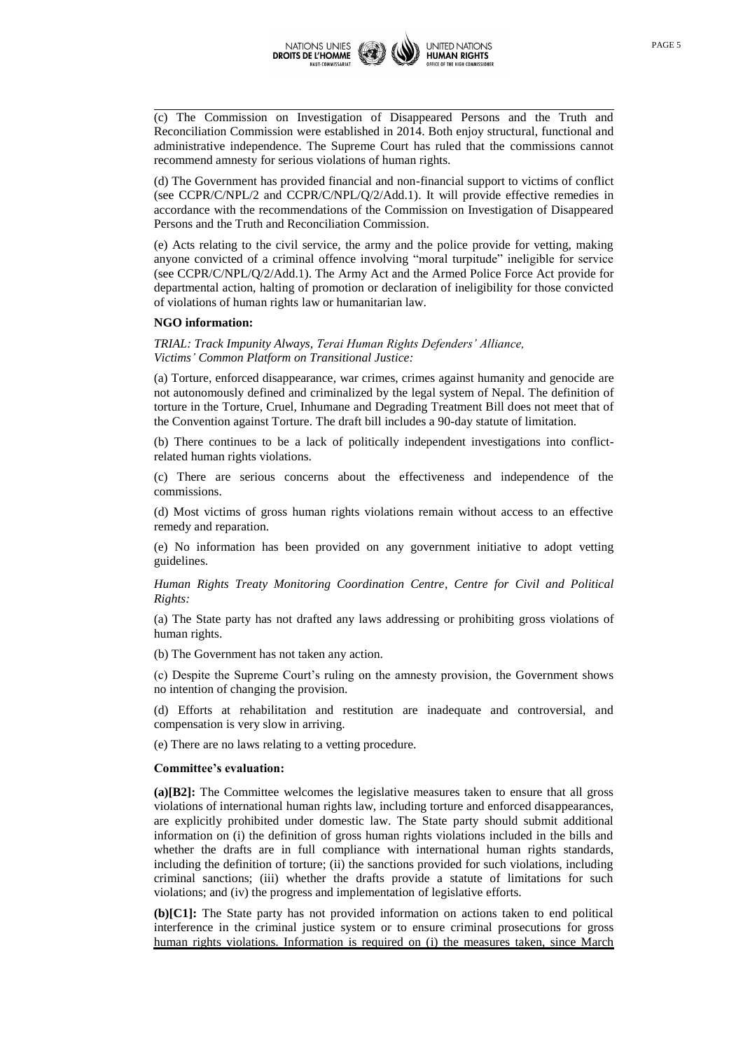(c) The Commission on Investigation of Disappeared Persons and the Truth and Reconciliation Commission were established in 2014. Both enjoy structural, functional and administrative independence. The Supreme Court has ruled that the commissions cannot recommend amnesty for serious violations of human rights.

(d) The Government has provided financial and non-financial support to victims of conflict (see CCPR/C/NPL/2 and CCPR/C/NPL/Q/2/Add.1). It will provide effective remedies in accordance with the recommendations of the Commission on Investigation of Disappeared Persons and the Truth and Reconciliation Commission.

(e) Acts relating to the civil service, the army and the police provide for vetting, making anyone convicted of a criminal offence involving "moral turpitude" ineligible for service (see CCPR/C/NPL/Q/2/Add.1). The Army Act and the Armed Police Force Act provide for departmental action, halting of promotion or declaration of ineligibility for those convicted of violations of human rights law or humanitarian law.

**NGO information:**

*TRIAL: Track Impunity Always, Terai Human Rights Defenders' Alliance, Victims' Common Platform on Transitional Justice:*

(a) Torture, enforced disappearance, war crimes, crimes against humanity and genocide are not autonomously defined and criminalized by the legal system of Nepal. The definition of torture in the Torture, Cruel, Inhumane and Degrading Treatment Bill does not meet that of the Convention against Torture. The draft bill includes a 90-day statute of limitation.

(b) There continues to be a lack of politically independent investigations into conflict-related human rights violations.

(c) There are serious concerns about the effectiveness and independence of the commissions.

(d) Most victims of gross human rights violations remain without access to an effective remedy and reparation.

(e) No information has been provided on any government initiative to adopt vetting guidelines.

*Human Rights Treaty Monitoring Coordination Centre, Centre for Civil and Political Rights:*

(a) The State party has not drafted any laws addressing or prohibiting gross violations of human rights.

(b) The Government has not taken any action.

(c) Despite the Supreme Court's ruling on the amnesty provision, the Government shows no intention of changing the provision.

(d) Efforts at rehabilitation and restitution are inadequate and controversial, and compensation is very slow in arriving.

(e) There are no laws relating to a vetting procedure.

**Committee's evaluation:**

**(a)[B2]:** The Committee welcomes the legislative measures taken to ensure that all gross violations of international human rights law, including torture and enforced disappearances, are explicitly prohibited under domestic law. The State party should submit additional information on (i) the definition of gross human rights violations included in the bills and whether the drafts are in full compliance with international human rights standards, including the definition of torture; (ii) the sanctions provided for such violations, including criminal sanctions; (iii) whether the drafts provide a statute of limitations for such violations; and (iv) the progress and implementation of legislative efforts.

**(b)[C1]:** The State party has not provided information on actions taken to end political interference in the criminal justice system or to ensure criminal prosecutions for gross human rights violations. Information is required on (i) the measures taken, since March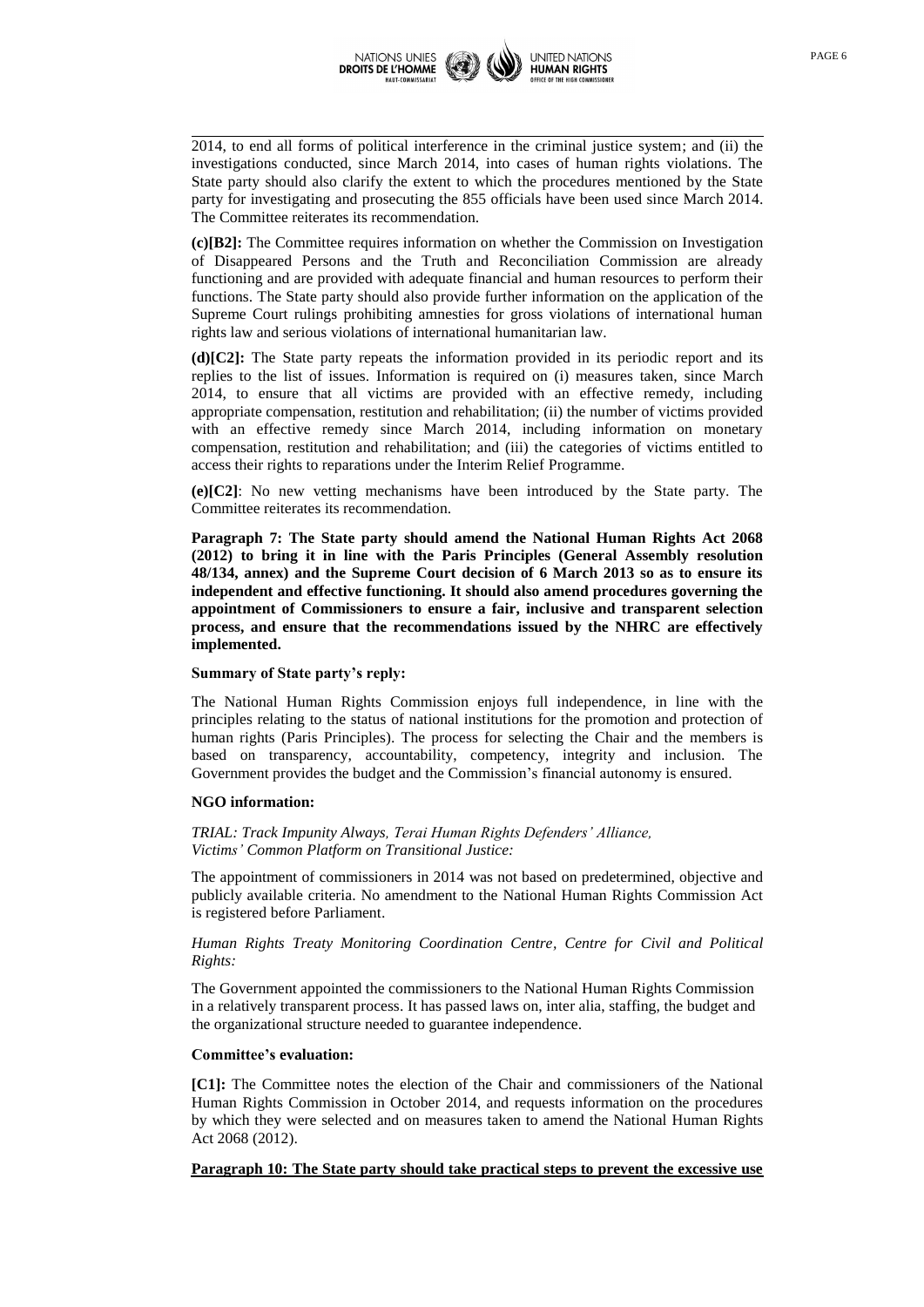2014, to end all forms of political interference in the criminal justice system; and (ii) the investigations conducted, since March 2014, into cases of human rights violations. The State party should also clarify the extent to which the procedures mentioned by the State party for investigating and prosecuting the 855 officials have been used since March 2014. The Committee reiterates its recommendation.

**(c)[B2]:** The Committee requires information on whether the Commission on Investigation of Disappeared Persons and the Truth and Reconciliation Commission are already functioning and are provided with adequate financial and human resources to perform their functions. The State party should also provide further information on the application of the Supreme Court rulings prohibiting amnesties for gross violations of international human rights law and serious violations of international humanitarian law.

**(d)[C2]:** The State party repeats the information provided in its periodic report and its replies to the list of issues. Information is required on (i) measures taken, since March 2014, to ensure that all victims are provided with an effective remedy, including appropriate compensation, restitution and rehabilitation; (ii) the number of victims provided with an effective remedy since March 2014, including information on monetary compensation, restitution and rehabilitation; and (iii) the categories of victims entitled to access their rights to reparations under the Interim Relief Programme.

**(e)[C2]**: No new vetting mechanisms have been introduced by the State party. The Committee reiterates its recommendation.

**Paragraph 7: The State party should amend the National Human Rights Act 2068 (2012) to bring it in line with the Paris Principles (General Assembly resolution 48/134, annex) and the Supreme Court decision of 6 March 2013 so as to ensure its independent and effective functioning. It should also amend procedures governing the appointment of Commissioners to ensure a fair, inclusive and transparent selection process, and ensure that the recommendations issued by the NHRC are effectively implemented.**

**Summary of State party's reply:**

The National Human Rights Commission enjoys full independence, in line with the principles relating to the status of national institutions for the promotion and protection of human rights (Paris Principles). The process for selecting the Chair and the members is based on transparency, accountability, competency, integrity and inclusion. The Government provides the budget and the Commission's financial autonomy is ensured.

**NGO information:**

*TRIAL: Track Impunity Always, Terai Human Rights Defenders' Alliance, Victims' Common Platform on Transitional Justice:*

The appointment of commissioners in 2014 was not based on predetermined, objective and publicly available criteria. No amendment to the National Human Rights Commission Act is registered before Parliament.

*Human Rights Treaty Monitoring Coordination Centre, Centre for Civil and Political Rights:*

The Government appointed the commissioners to the National Human Rights Commission in a relatively transparent process. It has passed laws on, inter alia, staffing, the budget and the organizational structure needed to guarantee independence.

**Committee's evaluation:**

**[C1]:** The Committee notes the election of the Chair and commissioners of the National Human Rights Commission in October 2014, and requests information on the procedures by which they were selected and on measures taken to amend the National Human Rights Act 2068 (2012).

**Paragraph 10: The State party should take practical steps to prevent the excessive use**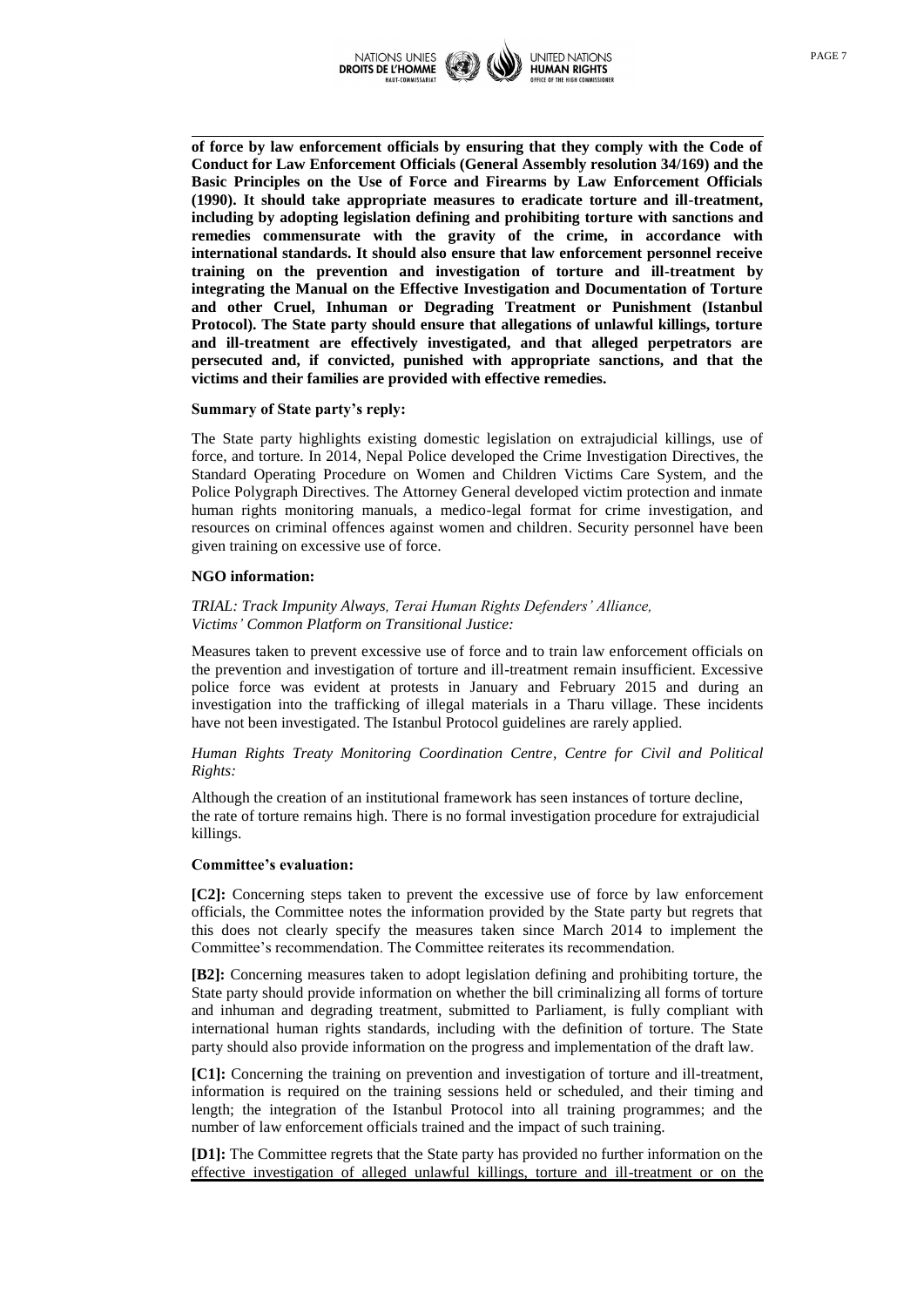**of force by law enforcement officials by ensuring that they comply with the Code of Conduct for Law Enforcement Officials (General Assembly resolution 34/169) and the Basic Principles on the Use of Force and Firearms by Law Enforcement Officials (1990). It should take appropriate measures to eradicate torture and ill-treatment, including by adopting legislation defining and prohibiting torture with sanctions and remedies commensurate with the gravity of the crime, in accordance with international standards. It should also ensure that law enforcement personnel receive training on the prevention and investigation of torture and ill-treatment by integrating the Manual on the Effective Investigation and Documentation of Torture and other Cruel, Inhuman or Degrading Treatment or Punishment (Istanbul Protocol). The State party should ensure that allegations of unlawful killings, torture and ill-treatment are effectively investigated, and that alleged perpetrators are persecuted and, if convicted, punished with appropriate sanctions, and that the victims and their families are provided with effective remedies.**

**Summary of State party's reply:**

The State party highlights existing domestic legislation on extrajudicial killings, use of force, and torture. In 2014, Nepal Police developed the Crime Investigation Directives, the Standard Operating Procedure on Women and Children Victims Care System, and the Police Polygraph Directives. The Attorney General developed victim protection and inmate human rights monitoring manuals, a medico-legal format for crime investigation, and resources on criminal offences against women and children. Security personnel have been given training on excessive use of force.

**NGO information:**

*TRIAL: Track Impunity Always, Terai Human Rights Defenders' Alliance, Victims' Common Platform on Transitional Justice:*

Measures taken to prevent excessive use of force and to train law enforcement officials on the prevention and investigation of torture and ill-treatment remain insufficient. Excessive police force was evident at protests in January and February 2015 and during an investigation into the trafficking of illegal materials in a Tharu village. These incidents have not been investigated. The Istanbul Protocol guidelines are rarely applied.

*Human Rights Treaty Monitoring Coordination Centre, Centre for Civil and Political Rights:*

Although the creation of an institutional framework has seen instances of torture decline, the rate of torture remains high. There is no formal investigation procedure for extrajudicial killings.

**Committee's evaluation:**

**[C2]:** Concerning steps taken to prevent the excessive use of force by law enforcement officials, the Committee notes the information provided by the State party but regrets that this does not clearly specify the measures taken since March 2014 to implement the Committee's recommendation. The Committee reiterates its recommendation.

**[B2]:** Concerning measures taken to adopt legislation defining and prohibiting torture, the State party should provide information on whether the bill criminalizing all forms of torture and inhuman and degrading treatment, submitted to Parliament, is fully compliant with international human rights standards, including with the definition of torture. The State party should also provide information on the progress and implementation of the draft law.

**[C1]:** Concerning the training on prevention and investigation of torture and ill-treatment, information is required on the training sessions held or scheduled, and their timing and length; the integration of the Istanbul Protocol into all training programmes; and the number of law enforcement officials trained and the impact of such training.

**[D1]:** The Committee regrets that the State party has provided no further information on the effective investigation of alleged unlawful killings, torture and ill-treatment or on the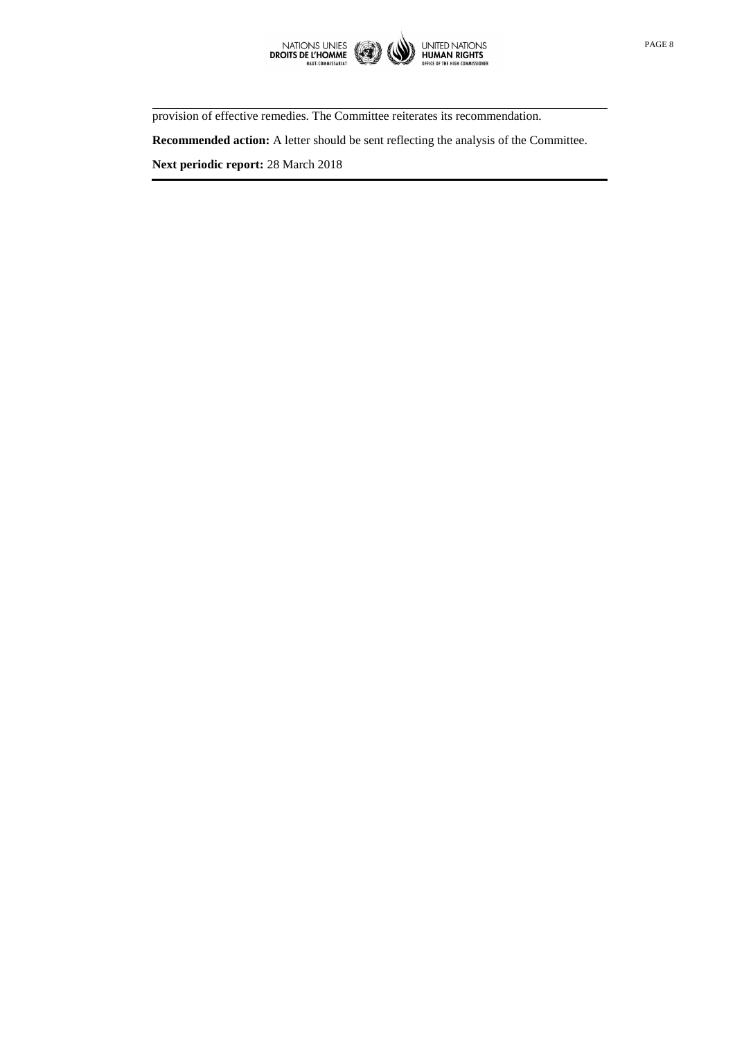provision of effective remedies. The Committee reiterates its recommendation.

**Recommended action:** A letter should be sent reflecting the analysis of the Committee.

**Next periodic report:** 28 March 2018